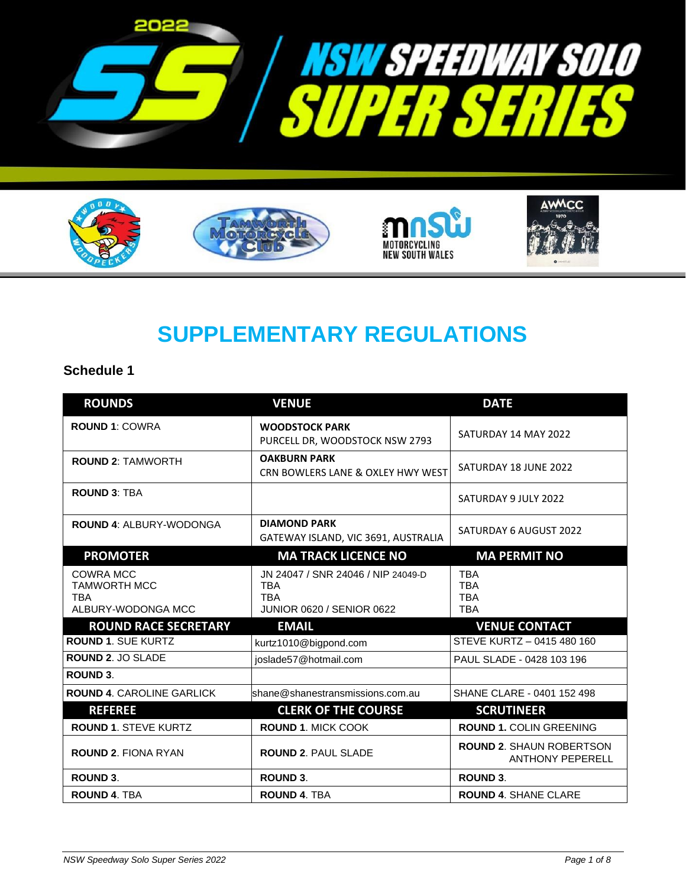# 2022 NSW SPEEDWAY SOLO SUPER SERIES

# SUPPLEMENTARY REGULATIONS

### Schedule 1

| ROUNDS | VENUE | DATE |
|---|---|---|
| **ROUND 1**: COWRA | **WOODSTOCK PARK**<br>PURCELL DR, WOODSTOCK NSW 2793 | SATURDAY 14 MAY 2022 |
| **ROUND 2**: TAMWORTH | **OAKBURN PARK**<br>CRN BOWLERS LANE & OXLEY HWY WEST | SATURDAY 18 JUNE 2022 |
| **ROUND 3**: TBA | | SATURDAY 9 JULY 2022 |
| **ROUND 4**: ALBURY-WODONGA | **DIAMOND PARK**<br>GATEWAY ISLAND, VIC 3691, AUSTRALIA | SATURDAY 6 AUGUST 2022 |
| **PROMOTER** | **MA TRACK LICENCE NO** | **MA PERMIT NO** |
| COWRA MCC<br>TAMWORTH MCC<br>TBA<br>ALBURY-WODONGA MCC | JN 24047 / SNR 24046 / NIP 24049-D<br>TBA<br>TBA<br>JUNIOR 0620 / SENIOR 0622 | TBA<br>TBA<br>TBA<br>TBA |
| **ROUND RACE SECRETARY** | **EMAIL** | **VENUE CONTACT** |
| **ROUND 1**. SUE KURTZ | kurtz1010@bigpond.com | STEVE KURTZ – 0415 480 160 |
| **ROUND 2**. JO SLADE | joslade57@hotmail.com | PAUL SLADE - 0428 103 196 |
| **ROUND 3**. | | |
| **ROUND 4**. CAROLINE GARLICK | shane@shanestransmissions.com.au | SHANE CLARE - 0401 152 498 |
| **REFEREE** | **CLERK OF THE COURSE** | **SCRUTINEER** |
| **ROUND 1**. STEVE KURTZ | **ROUND 1**. MICK COOK | **ROUND 1.** COLIN GREENING |
| **ROUND 2**. FIONA RYAN | **ROUND 2**. PAUL SLADE | **ROUND 2**. SHAUN ROBERTSON<br>ANTHONY PEPERELL |
| **ROUND 3**. | **ROUND 3**. | **ROUND 3**. |
| **ROUND 4**. TBA | **ROUND 4**. TBA | **ROUND 4**. SHANE CLARE |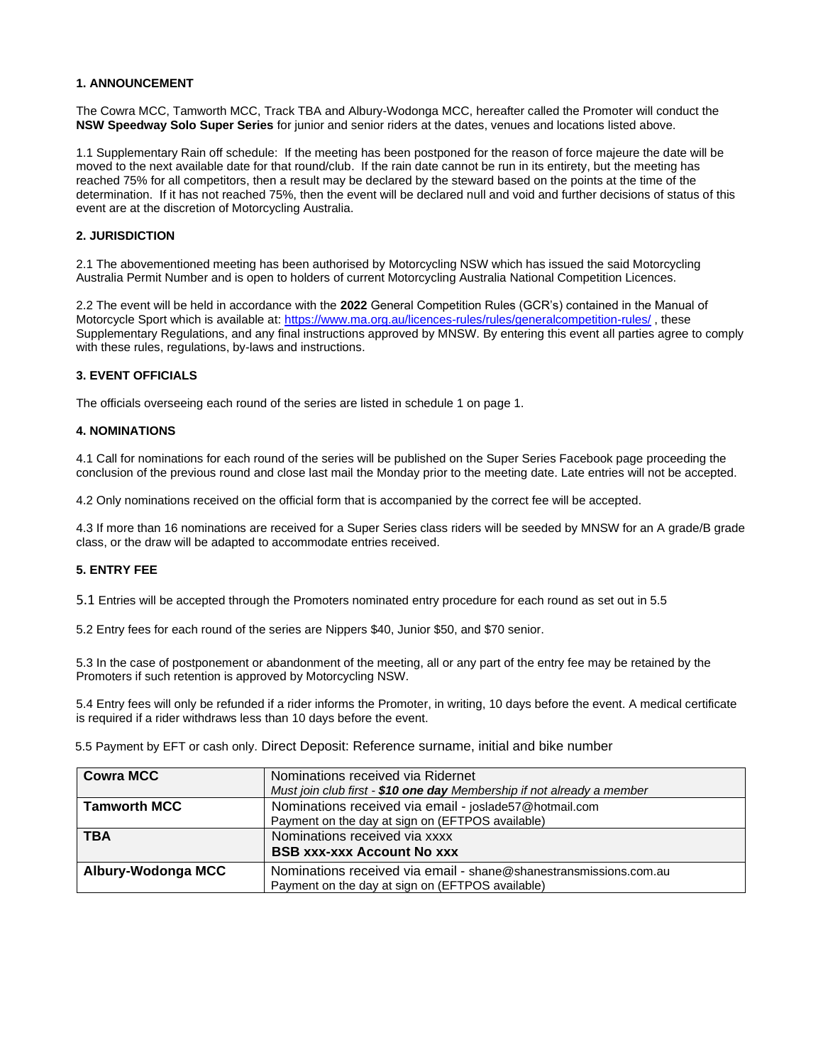**1. ANNOUNCEMENT**

The Cowra MCC, Tamworth MCC, Track TBA and Albury-Wodonga MCC, hereafter called the Promoter will conduct the **NSW Speedway Solo Super Series** for junior and senior riders at the dates, venues and locations listed above.

1.1 Supplementary Rain off schedule: If the meeting has been postponed for the reason of force majeure the date will be moved to the next available date for that round/club. If the rain date cannot be run in its entirety, but the meeting has reached 75% for all competitors, then a result may be declared by the steward based on the points at the time of the determination. If it has not reached 75%, then the event will be declared null and void and further decisions of status of this event are at the discretion of Motorcycling Australia.

**2. JURISDICTION**

2.1 The abovementioned meeting has been authorised by Motorcycling NSW which has issued the said Motorcycling Australia Permit Number and is open to holders of current Motorcycling Australia National Competition Licences.

2.2 The event will be held in accordance with the **2022** General Competition Rules (GCR's) contained in the Manual of Motorcycle Sport which is available at: https://www.ma.org.au/licences-rules/rules/generalcompetition-rules/ , these Supplementary Regulations, and any final instructions approved by MNSW. By entering this event all parties agree to comply with these rules, regulations, by-laws and instructions.

**3. EVENT OFFICIALS**

The officials overseeing each round of the series are listed in schedule 1 on page 1.

**4. NOMINATIONS**

4.1 Call for nominations for each round of the series will be published on the Super Series Facebook page proceeding the conclusion of the previous round and close last mail the Monday prior to the meeting date. Late entries will not be accepted.

4.2 Only nominations received on the official form that is accompanied by the correct fee will be accepted.

4.3 If more than 16 nominations are received for a Super Series class riders will be seeded by MNSW for an A grade/B grade class, or the draw will be adapted to accommodate entries received.

**5. ENTRY FEE**

5.1 Entries will be accepted through the Promoters nominated entry procedure for each round as set out in 5.5

5.2 Entry fees for each round of the series are Nippers $40, Junior $50, and $70 senior.

5.3 In the case of postponement or abandonment of the meeting, all or any part of the entry fee may be retained by the Promoters if such retention is approved by Motorcycling NSW.

5.4 Entry fees will only be refunded if a rider informs the Promoter, in writing, 10 days before the event. A medical certificate is required if a rider withdraws less than 10 days before the event.

5.5 Payment by EFT or cash only. Direct Deposit: Reference surname, initial and bike number

| | |
|---|---|
| **Cowra MCC** | Nominations received via Ridernet<br>*Must join club first - **$10 one day** Membership if not already a member* |
| **Tamworth MCC** | Nominations received via email - joslade57@hotmail.com<br>Payment on the day at sign on (EFTPOS available) |
| **TBA** | Nominations received via xxxx<br>**BSB xxx-xxx Account No xxx** |
| **Albury-Wodonga MCC** | Nominations received via email - shane@shanestransmissions.com.au<br>Payment on the day at sign on (EFTPOS available) |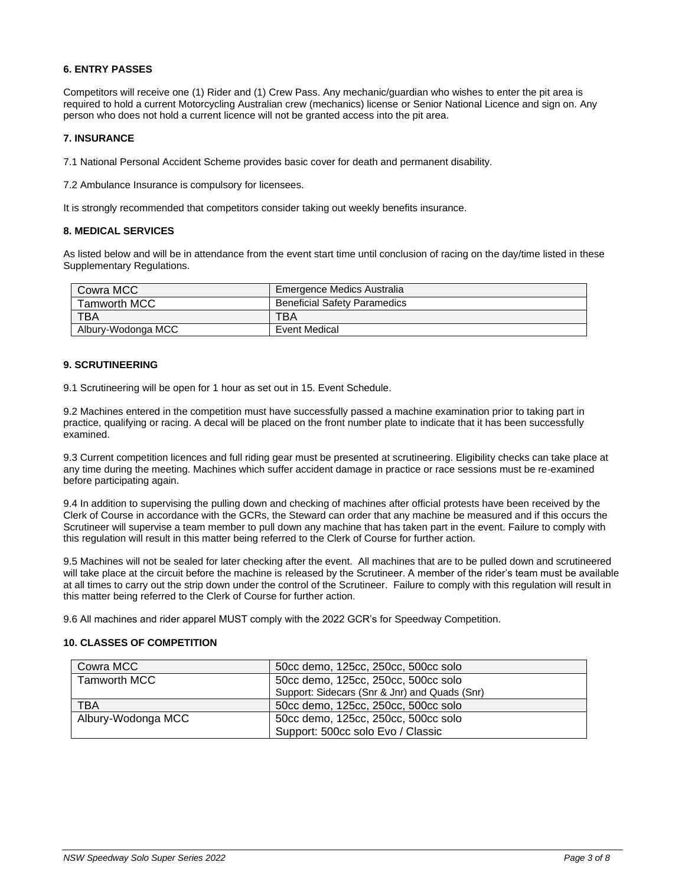### 6. ENTRY PASSES

Competitors will receive one (1) Rider and (1) Crew Pass. Any mechanic/guardian who wishes to enter the pit area is required to hold a current Motorcycling Australian crew (mechanics) license or Senior National Licence and sign on. Any person who does not hold a current licence will not be granted access into the pit area.

### 7. INSURANCE

7.1 National Personal Accident Scheme provides basic cover for death and permanent disability.

7.2 Ambulance Insurance is compulsory for licensees.

It is strongly recommended that competitors consider taking out weekly benefits insurance.

### 8. MEDICAL SERVICES

As listed below and will be in attendance from the event start time until conclusion of racing on the day/time listed in these Supplementary Regulations.

| | |
|---|---|
| Cowra MCC | Emergence Medics Australia |
| Tamworth MCC | Beneficial Safety Paramedics |
| TBA | TBA |
| Albury-Wodonga MCC | Event Medical |

### 9. SCRUTINEERING

9.1 Scrutineering will be open for 1 hour as set out in 15. Event Schedule.

9.2 Machines entered in the competition must have successfully passed a machine examination prior to taking part in practice, qualifying or racing. A decal will be placed on the front number plate to indicate that it has been successfully examined.

9.3 Current competition licences and full riding gear must be presented at scrutineering. Eligibility checks can take place at any time during the meeting. Machines which suffer accident damage in practice or race sessions must be re-examined before participating again.

9.4 In addition to supervising the pulling down and checking of machines after official protests have been received by the Clerk of Course in accordance with the GCRs, the Steward can order that any machine be measured and if this occurs the Scrutineer will supervise a team member to pull down any machine that has taken part in the event. Failure to comply with this regulation will result in this matter being referred to the Clerk of Course for further action.

9.5 Machines will not be sealed for later checking after the event. All machines that are to be pulled down and scrutineered will take place at the circuit before the machine is released by the Scrutineer. A member of the rider's team must be available at all times to carry out the strip down under the control of the Scrutineer. Failure to comply with this regulation will result in this matter being referred to the Clerk of Course for further action.

9.6 All machines and rider apparel MUST comply with the 2022 GCR's for Speedway Competition.

### 10. CLASSES OF COMPETITION

| | |
|---|---|
| Cowra MCC | 50cc demo, 125cc, 250cc, 500cc solo |
| Tamworth MCC | 50cc demo, 125cc, 250cc, 500cc solo<br>Support: Sidecars (Snr & Jnr) and Quads (Snr) |
| TBA | 50cc demo, 125cc, 250cc, 500cc solo |
| Albury-Wodonga MCC | 50cc demo, 125cc, 250cc, 500cc solo<br>Support: 500cc solo Evo / Classic |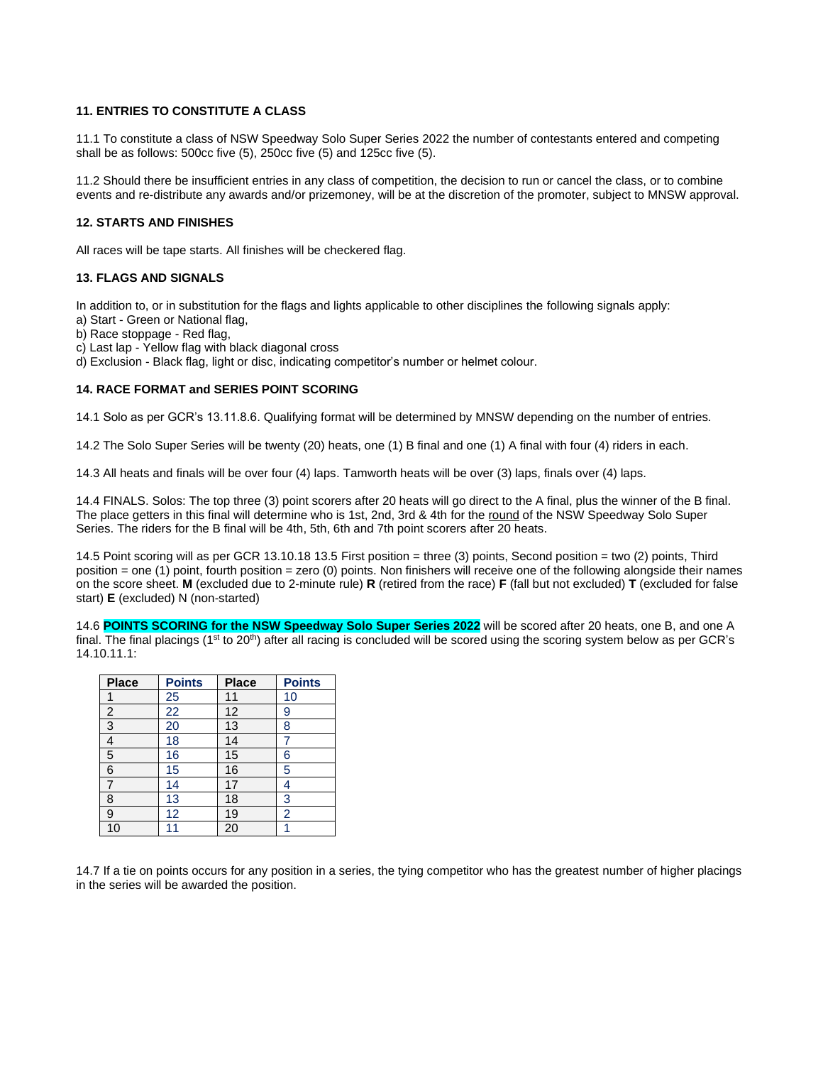**11. ENTRIES TO CONSTITUTE A CLASS**

11.1 To constitute a class of NSW Speedway Solo Super Series 2022 the number of contestants entered and competing shall be as follows: 500cc five (5), 250cc five (5) and 125cc five (5).

11.2 Should there be insufficient entries in any class of competition, the decision to run or cancel the class, or to combine events and re-distribute any awards and/or prizemoney, will be at the discretion of the promoter, subject to MNSW approval.

**12. STARTS AND FINISHES**

All races will be tape starts. All finishes will be checkered flag.

**13. FLAGS AND SIGNALS**

In addition to, or in substitution for the flags and lights applicable to other disciplines the following signals apply:
a) Start - Green or National flag,
b) Race stoppage - Red flag,
c) Last lap - Yellow flag with black diagonal cross
d) Exclusion - Black flag, light or disc, indicating competitor's number or helmet colour.

**14. RACE FORMAT and SERIES POINT SCORING**

14.1 Solo as per GCR's 13.11.8.6. Qualifying format will be determined by MNSW depending on the number of entries.

14.2 The Solo Super Series will be twenty (20) heats, one (1) B final and one (1) A final with four (4) riders in each.

14.3 All heats and finals will be over four (4) laps. Tamworth heats will be over (3) laps, finals over (4) laps.

14.4 FINALS. Solos: The top three (3) point scorers after 20 heats will go direct to the A final, plus the winner of the B final. The place getters in this final will determine who is 1st, 2nd, 3rd & 4th for the round of the NSW Speedway Solo Super Series. The riders for the B final will be 4th, 5th, 6th and 7th point scorers after 20 heats.

14.5 Point scoring will as per GCR 13.10.18 13.5 First position = three (3) points, Second position = two (2) points, Third position = one (1) point, fourth position = zero (0) points. Non finishers will receive one of the following alongside their names on the score sheet. **M** (excluded due to 2-minute rule) **R** (retired from the race) **F** (fall but not excluded) **T** (excluded for false start) **E** (excluded) N (non-started)

14.6 **POINTS SCORING for the NSW Speedway Solo Super Series 2022** will be scored after 20 heats, one B, and one A final. The final placings (1st to 20th) after all racing is concluded will be scored using the scoring system below as per GCR's 14.10.11.1:

| Place | Points | Place | Points |
|---|---|---|---|
| 1 | 25 | 11 | 10 |
| 2 | 22 | 12 | 9 |
| 3 | 20 | 13 | 8 |
| 4 | 18 | 14 | 7 |
| 5 | 16 | 15 | 6 |
| 6 | 15 | 16 | 5 |
| 7 | 14 | 17 | 4 |
| 8 | 13 | 18 | 3 |
| 9 | 12 | 19 | 2 |
| 10 | 11 | 20 | 1 |

14.7 If a tie on points occurs for any position in a series, the tying competitor who has the greatest number of higher placings in the series will be awarded the position.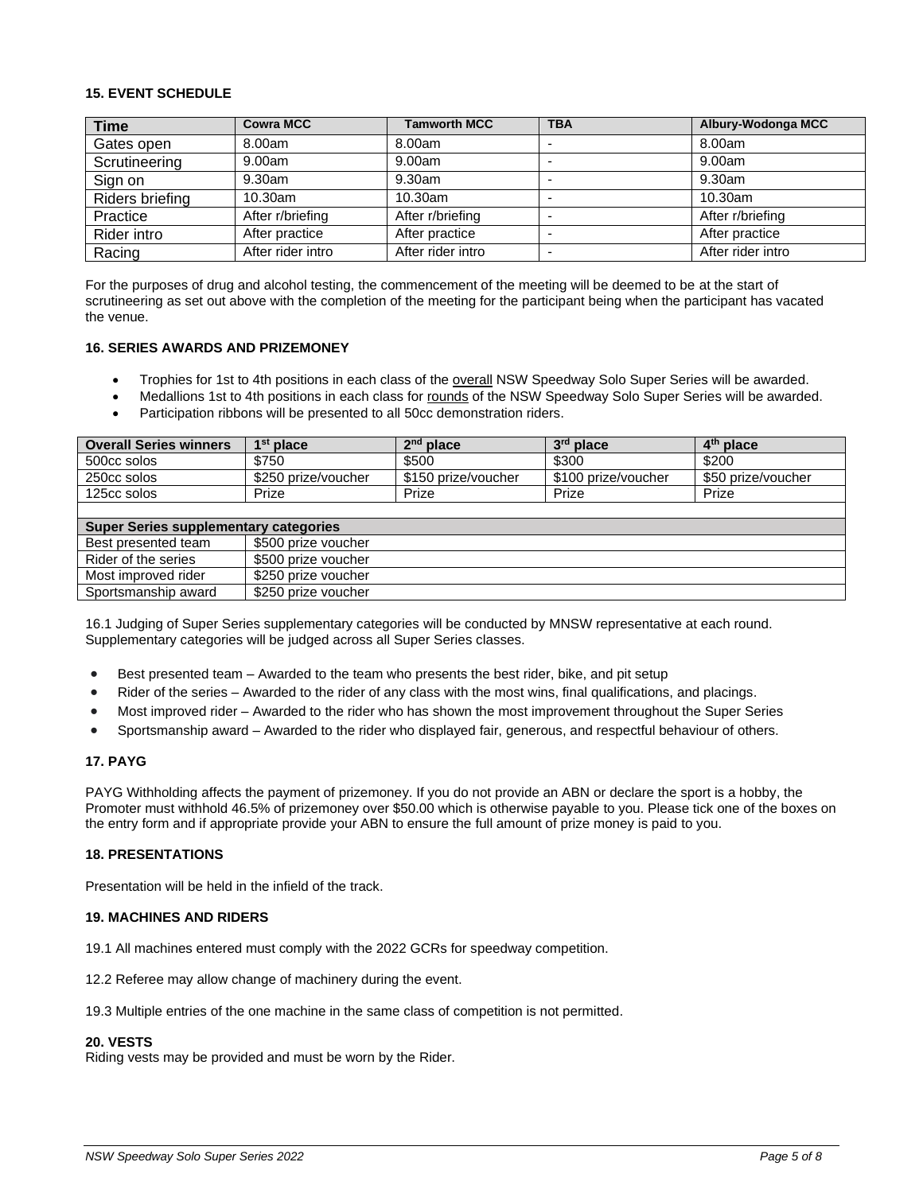### 15. EVENT SCHEDULE

| Time | Cowra MCC | Tamworth MCC | TBA | Albury-Wodonga MCC |
|---|---|---|---|---|
| Gates open | 8.00am | 8.00am | - | 8.00am |
| Scrutineering | 9.00am | 9.00am | - | 9.00am |
| Sign on | 9.30am | 9.30am | - | 9.30am |
| Riders briefing | 10.30am | 10.30am | - | 10.30am |
| Practice | After r/briefing | After r/briefing | - | After r/briefing |
| Rider intro | After practice | After practice | - | After practice |
| Racing | After rider intro | After rider intro | - | After rider intro |

For the purposes of drug and alcohol testing, the commencement of the meeting will be deemed to be at the start of scrutineering as set out above with the completion of the meeting for the participant being when the participant has vacated the venue.

### 16. SERIES AWARDS AND PRIZEMONEY

- Trophies for 1st to 4th positions in each class of the overall NSW Speedway Solo Super Series will be awarded.
- Medallions 1st to 4th positions in each class for rounds of the NSW Speedway Solo Super Series will be awarded.
- Participation ribbons will be presented to all 50cc demonstration riders.

| Overall Series winners | 1st place | 2nd place | 3rd place | 4th place |
|---|---|---|---|---|
| 500cc solos | $750 | $500 | $300 | $200 |
| 250cc solos | $250 prize/voucher | $150 prize/voucher | $100 prize/voucher | $50 prize/voucher |
| 125cc solos | Prize | Prize | Prize | Prize |
| | | | | |
| **Super Series supplementary categories** | | | | |
| Best presented team | $500 prize voucher | | | |
| Rider of the series | $500 prize voucher | | | |
| Most improved rider | $250 prize voucher | | | |
| Sportsmanship award | $250 prize voucher | | | |

16.1 Judging of Super Series supplementary categories will be conducted by MNSW representative at each round. Supplementary categories will be judged across all Super Series classes.

- Best presented team – Awarded to the team who presents the best rider, bike, and pit setup
- Rider of the series – Awarded to the rider of any class with the most wins, final qualifications, and placings.
- Most improved rider – Awarded to the rider who has shown the most improvement throughout the Super Series
- Sportsmanship award – Awarded to the rider who displayed fair, generous, and respectful behaviour of others.

### 17. PAYG

PAYG Withholding affects the payment of prizemoney. If you do not provide an ABN or declare the sport is a hobby, the Promoter must withhold 46.5% of prizemoney over $50.00 which is otherwise payable to you. Please tick one of the boxes on the entry form and if appropriate provide your ABN to ensure the full amount of prize money is paid to you.

### 18. PRESENTATIONS

Presentation will be held in the infield of the track.

### 19. MACHINES AND RIDERS

19.1 All machines entered must comply with the 2022 GCRs for speedway competition.

12.2 Referee may allow change of machinery during the event.

19.3 Multiple entries of the one machine in the same class of competition is not permitted.

### 20. VESTS

Riding vests may be provided and must be worn by the Rider.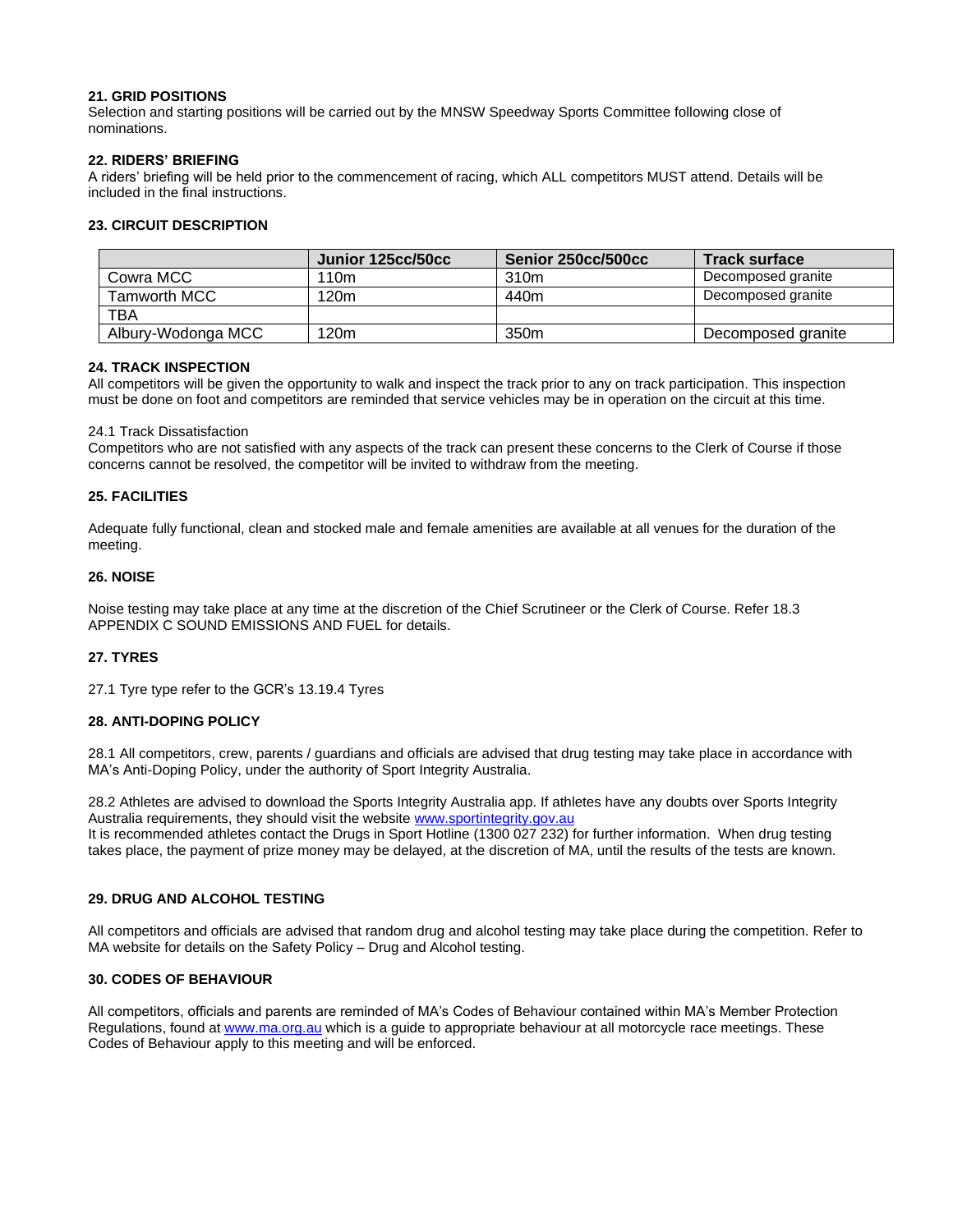**21. GRID POSITIONS**
Selection and starting positions will be carried out by the MNSW Speedway Sports Committee following close of nominations.

**22. RIDERS' BRIEFING**
A riders' briefing will be held prior to the commencement of racing, which ALL competitors MUST attend. Details will be included in the final instructions.

**23. CIRCUIT DESCRIPTION**

| | Junior 125cc/50cc | Senior 250cc/500cc | Track surface |
|---|---|---|---|
| Cowra MCC | 110m | 310m | Decomposed granite |
| Tamworth MCC | 120m | 440m | Decomposed granite |
| TBA | | | |
| Albury-Wodonga MCC | 120m | 350m | Decomposed granite |

**24. TRACK INSPECTION**
All competitors will be given the opportunity to walk and inspect the track prior to any on track participation. This inspection must be done on foot and competitors are reminded that service vehicles may be in operation on the circuit at this time.

24.1 Track Dissatisfaction
Competitors who are not satisfied with any aspects of the track can present these concerns to the Clerk of Course if those concerns cannot be resolved, the competitor will be invited to withdraw from the meeting.

**25. FACILITIES**

Adequate fully functional, clean and stocked male and female amenities are available at all venues for the duration of the meeting.

**26. NOISE**

Noise testing may take place at any time at the discretion of the Chief Scrutineer or the Clerk of Course. Refer 18.3 APPENDIX C SOUND EMISSIONS AND FUEL for details.

**27. TYRES**

27.1 Tyre type refer to the GCR's 13.19.4 Tyres

**28. ANTI-DOPING POLICY**

28.1 All competitors, crew, parents / guardians and officials are advised that drug testing may take place in accordance with MA's Anti-Doping Policy, under the authority of Sport Integrity Australia.

28.2 Athletes are advised to download the Sports Integrity Australia app. If athletes have any doubts over Sports Integrity Australia requirements, they should visit the website www.sportintegrity.gov.au
It is recommended athletes contact the Drugs in Sport Hotline (1300 027 232) for further information. When drug testing takes place, the payment of prize money may be delayed, at the discretion of MA, until the results of the tests are known.

**29. DRUG AND ALCOHOL TESTING**

All competitors and officials are advised that random drug and alcohol testing may take place during the competition. Refer to MA website for details on the Safety Policy – Drug and Alcohol testing.

**30. CODES OF BEHAVIOUR**

All competitors, officials and parents are reminded of MA's Codes of Behaviour contained within MA's Member Protection Regulations, found at www.ma.org.au which is a guide to appropriate behaviour at all motorcycle race meetings. These Codes of Behaviour apply to this meeting and will be enforced.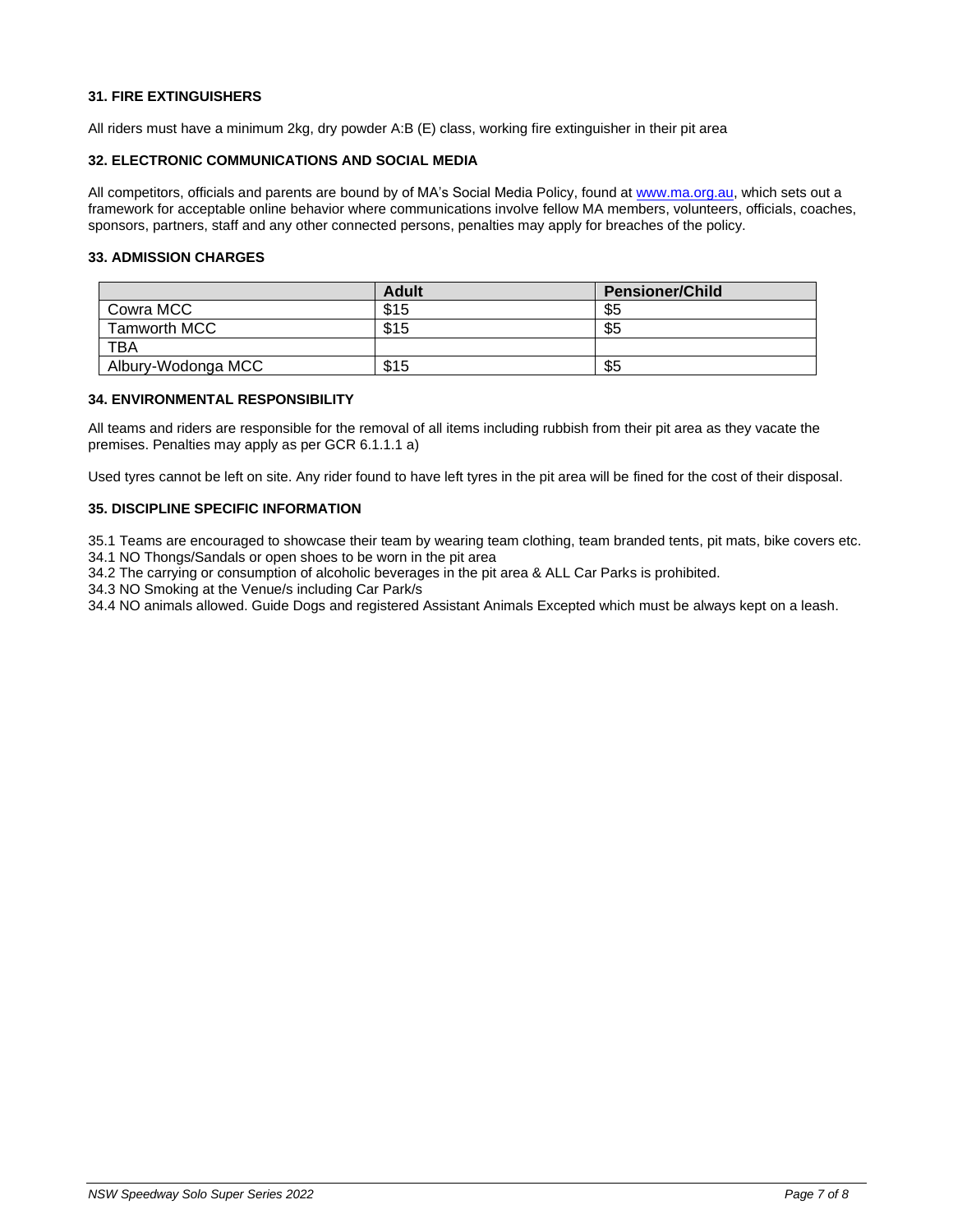### 31. FIRE EXTINGUISHERS

All riders must have a minimum 2kg, dry powder A:B (E) class, working fire extinguisher in their pit area

### 32. ELECTRONIC COMMUNICATIONS AND SOCIAL MEDIA

All competitors, officials and parents are bound by of MA's Social Media Policy, found at www.ma.org.au, which sets out a framework for acceptable online behavior where communications involve fellow MA members, volunteers, officials, coaches, sponsors, partners, staff and any other connected persons, penalties may apply for breaches of the policy.

### 33. ADMISSION CHARGES

| | Adult | Pensioner/Child |
|---|---|---|
| Cowra MCC | $15 | $5 |
| Tamworth MCC | $15 | $5 |
| TBA | | |
| Albury-Wodonga MCC | $15 | $5 |

### 34. ENVIRONMENTAL RESPONSIBILITY

All teams and riders are responsible for the removal of all items including rubbish from their pit area as they vacate the premises. Penalties may apply as per GCR 6.1.1.1 a)

Used tyres cannot be left on site. Any rider found to have left tyres in the pit area will be fined for the cost of their disposal.

### 35. DISCIPLINE SPECIFIC INFORMATION

35.1 Teams are encouraged to showcase their team by wearing team clothing, team branded tents, pit mats, bike covers etc.
34.1 NO Thongs/Sandals or open shoes to be worn in the pit area
34.2 The carrying or consumption of alcoholic beverages in the pit area & ALL Car Parks is prohibited.
34.3 NO Smoking at the Venue/s including Car Park/s
34.4 NO animals allowed. Guide Dogs and registered Assistant Animals Excepted which must be always kept on a leash.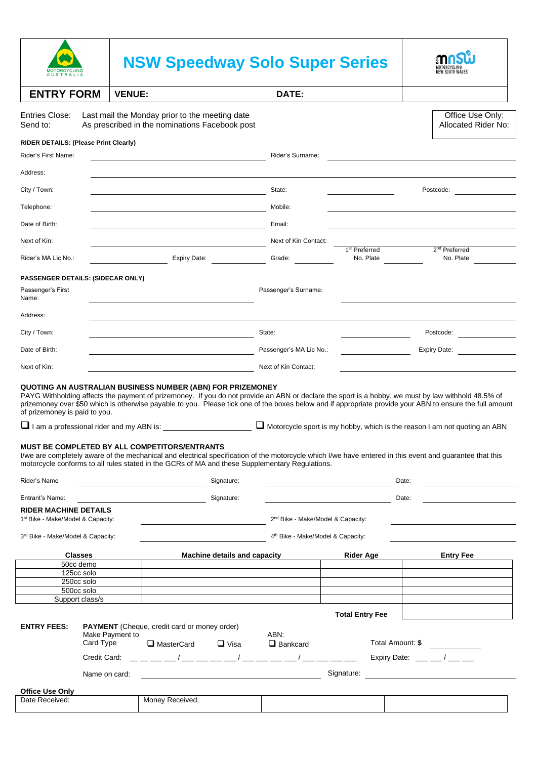MOTORCYCLING AUSTRALIA

# NSW Speedway Solo Super Series

MOTORCYCLING NEW SOUTH WALES

**ENTRY FORM** | **VENUE:** | **DATE:**

Entries Close: Last mail the Monday prior to the meeting date
Send to: As prescribed in the nominations Facebook post

Office Use Only:
Allocated Rider No:

**RIDER DETAILS: (Please Print Clearly)**

Rider's First Name: ____________ Rider's Surname: ____________

Address: ____________

City / Town: ____________ State: ____________ Postcode: ____________

Telephone: ____________ Mobile: ____________

Date of Birth: ____________ Email: ____________

Next of Kin: ____________ Next of Kin Contact: ____________

Rider's MA Lic No.: ____________ Expiry Date: ____________ Grade: ____________ 1[st] Preferred No. Plate ____________ 2[nd] Preferred No. Plate ____________

**PASSENGER DETAILS: (SIDECAR ONLY)**

Passenger's First Name: ____________ Passenger's Surname: ____________

Address: ____________

City / Town: ____________ State: ____________ Postcode: ____________

Date of Birth: ____________ Passenger's MA Lic No.: ____________ Expiry Date: ____________

Next of Kin: ____________ Next of Kin Contact: ____________

**QUOTING AN AUSTRALIAN BUSINESS NUMBER (ABN) FOR PRIZEMONEY**
PAYG Withholding affects the payment of prizemoney. If you do not provide an ABN or declare the sport is a hobby, we must by law withhold 48.5% of prizemoney over $50 which is otherwise payable to you. Please tick one of the boxes below and if appropriate provide your ABN to ensure the full amount of prizemoney is paid to you.

❑ I am a professional rider and my ABN is: ____________ ❑ Motorcycle sport is my hobby, which is the reason I am not quoting an ABN

**MUST BE COMPLETED BY ALL COMPETITORS/ENTRANTS**
I/we are completely aware of the mechanical and electrical specification of the motorcycle which I/we have entered in this event and guarantee that this motorcycle conforms to all rules stated in the GCRs of MA and these Supplementary Regulations.

Rider's Name ____________ Signature: ____________ Date: ____________

Entrant's Name: ____________ Signature: ____________ Date: ____________

**RIDER MACHINE DETAILS**
1[st] Bike - Make/Model & Capacity: ____________ 2[nd] Bike - Make/Model & Capacity: ____________

3[rd] Bike - Make/Model & Capacity: ____________ 4[th] Bike - Make/Model & Capacity: ____________

| Classes | Machine details and capacity | Rider Age | Entry Fee |
|---|---|---|---|
| 50cc demo | | | |
| 125cc solo | | | |
| 250cc solo | | | |
| 500cc solo | | | |
| Support class/s | | | |
| | | **Total Entry Fee** | |

**ENTRY FEES:** **PAYMENT** (Cheque, credit card or money order)
Make Payment to ____________ ABN: ____________
Card Type ❑ MasterCard ❑ Visa ❑ Bankcard Total Amount: **$** ____________
Credit Card: __ __ __ __ / __ __ __ __ / __ __ __ __ / __ __ __ __ Expiry Date: __ __ / __ __
Name on card: ____________ Signature: ____________

**Office Use Only**

| Date Received: | Money Received: | | |
|---|---|---|---|